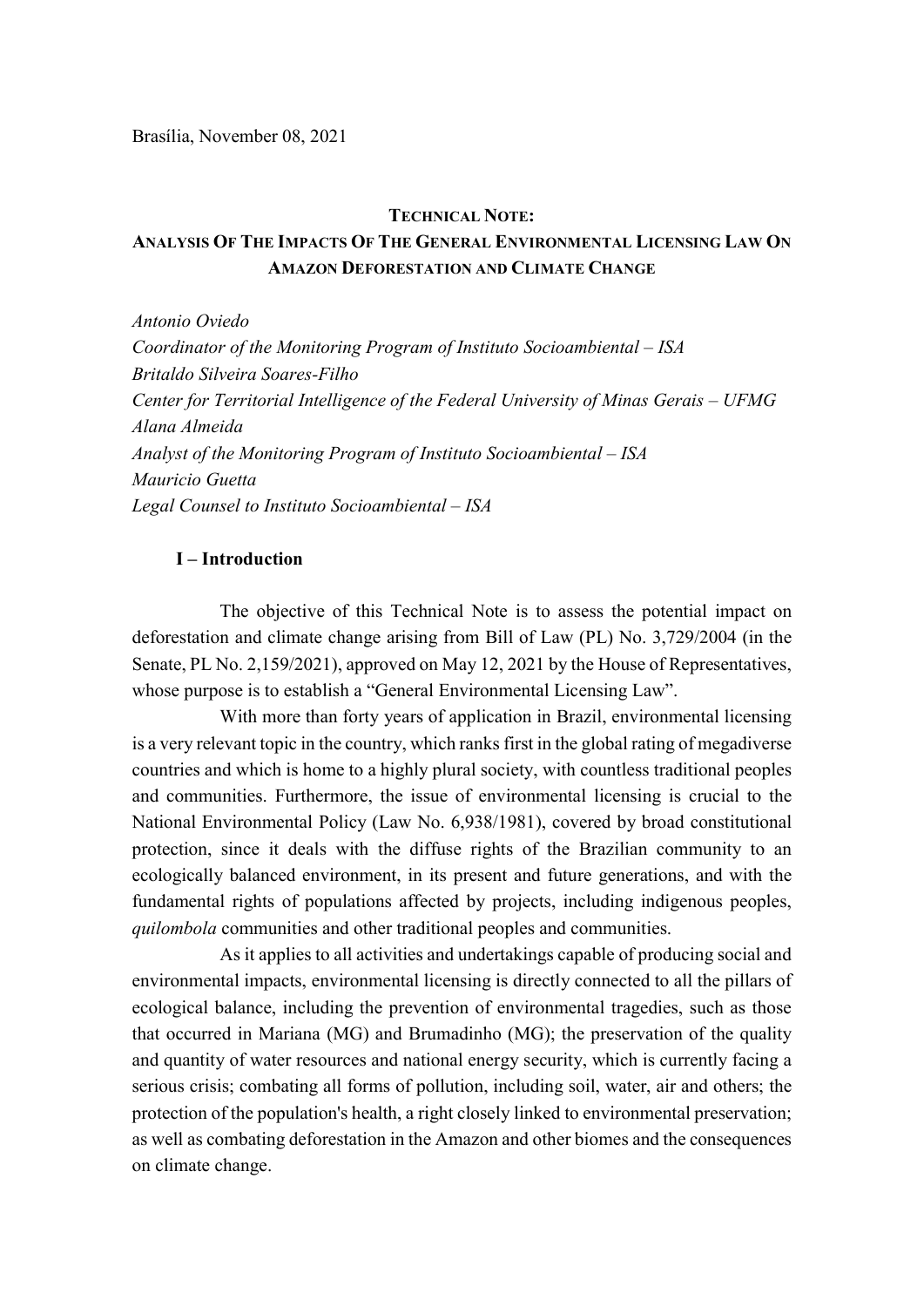Brasília, November 08, 2021

# TECHNICAL NOTE: ANALYSIS OF THE IMPACTS OF THE GENERAL ENVIRONMENTAL LICENSING LAW ON AMAZON DEFORESTATION AND CLIMATE CHANGE

*Antonio Oviedo*
*Coordinator of the Monitoring Program of Instituto Socioambiental – ISA*
*Britaldo Silveira Soares-Filho*
*Center for Territorial Intelligence of the Federal University of Minas Gerais – UFMG*
*Alana Almeida*
*Analyst of the Monitoring Program of Instituto Socioambiental – ISA*
*Mauricio Guetta*
*Legal Counsel to Instituto Socioambiental – ISA*

## I – Introduction

The objective of this Technical Note is to assess the potential impact on deforestation and climate change arising from Bill of Law (PL) No. 3,729/2004 (in the Senate, PL No. 2,159/2021), approved on May 12, 2021 by the House of Representatives, whose purpose is to establish a "General Environmental Licensing Law".

With more than forty years of application in Brazil, environmental licensing is a very relevant topic in the country, which ranks first in the global rating of megadiverse countries and which is home to a highly plural society, with countless traditional peoples and communities. Furthermore, the issue of environmental licensing is crucial to the National Environmental Policy (Law No. 6,938/1981), covered by broad constitutional protection, since it deals with the diffuse rights of the Brazilian community to an ecologically balanced environment, in its present and future generations, and with the fundamental rights of populations affected by projects, including indigenous peoples, *quilombola* communities and other traditional peoples and communities.

As it applies to all activities and undertakings capable of producing social and environmental impacts, environmental licensing is directly connected to all the pillars of ecological balance, including the prevention of environmental tragedies, such as those that occurred in Mariana (MG) and Brumadinho (MG); the preservation of the quality and quantity of water resources and national energy security, which is currently facing a serious crisis; combating all forms of pollution, including soil, water, air and others; the protection of the population's health, a right closely linked to environmental preservation; as well as combating deforestation in the Amazon and other biomes and the consequences on climate change.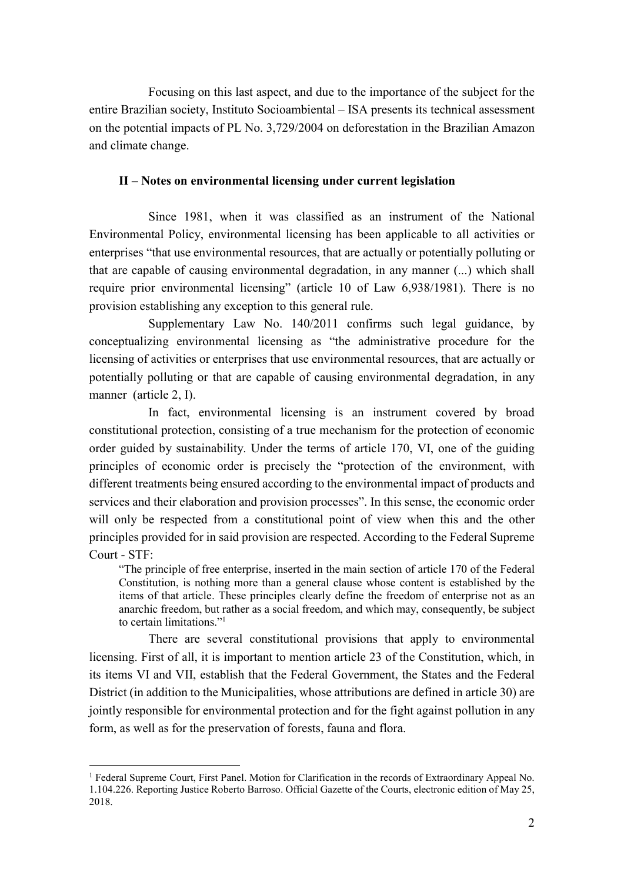Focusing on this last aspect, and due to the importance of the subject for the entire Brazilian society, Instituto Socioambiental – ISA presents its technical assessment on the potential impacts of PL No. 3,729/2004 on deforestation in the Brazilian Amazon and climate change.

## II – Notes on environmental licensing under current legislation

Since 1981, when it was classified as an instrument of the National Environmental Policy, environmental licensing has been applicable to all activities or enterprises "that use environmental resources, that are actually or potentially polluting or that are capable of causing environmental degradation, in any manner (...) which shall require prior environmental licensing" (article 10 of Law 6,938/1981). There is no provision establishing any exception to this general rule.

Supplementary Law No. 140/2011 confirms such legal guidance, by conceptualizing environmental licensing as "the administrative procedure for the licensing of activities or enterprises that use environmental resources, that are actually or potentially polluting or that are capable of causing environmental degradation, in any manner (article 2, I).

In fact, environmental licensing is an instrument covered by broad constitutional protection, consisting of a true mechanism for the protection of economic order guided by sustainability. Under the terms of article 170, VI, one of the guiding principles of economic order is precisely the "protection of the environment, with different treatments being ensured according to the environmental impact of products and services and their elaboration and provision processes". In this sense, the economic order will only be respected from a constitutional point of view when this and the other principles provided for in said provision are respected. According to the Federal Supreme Court - STF:

> "The principle of free enterprise, inserted in the main section of article 170 of the Federal Constitution, is nothing more than a general clause whose content is established by the items of that article. These principles clearly define the freedom of enterprise not as an anarchic freedom, but rather as a social freedom, and which may, consequently, be subject to certain limitations."[1]

There are several constitutional provisions that apply to environmental licensing. First of all, it is important to mention article 23 of the Constitution, which, in its items VI and VII, establish that the Federal Government, the States and the Federal District (in addition to the Municipalities, whose attributions are defined in article 30) are jointly responsible for environmental protection and for the fight against pollution in any form, as well as for the preservation of forests, fauna and flora.

---

[1] Federal Supreme Court, First Panel. Motion for Clarification in the records of Extraordinary Appeal No. 1.104.226. Reporting Justice Roberto Barroso. Official Gazette of the Courts, electronic edition of May 25, 2018.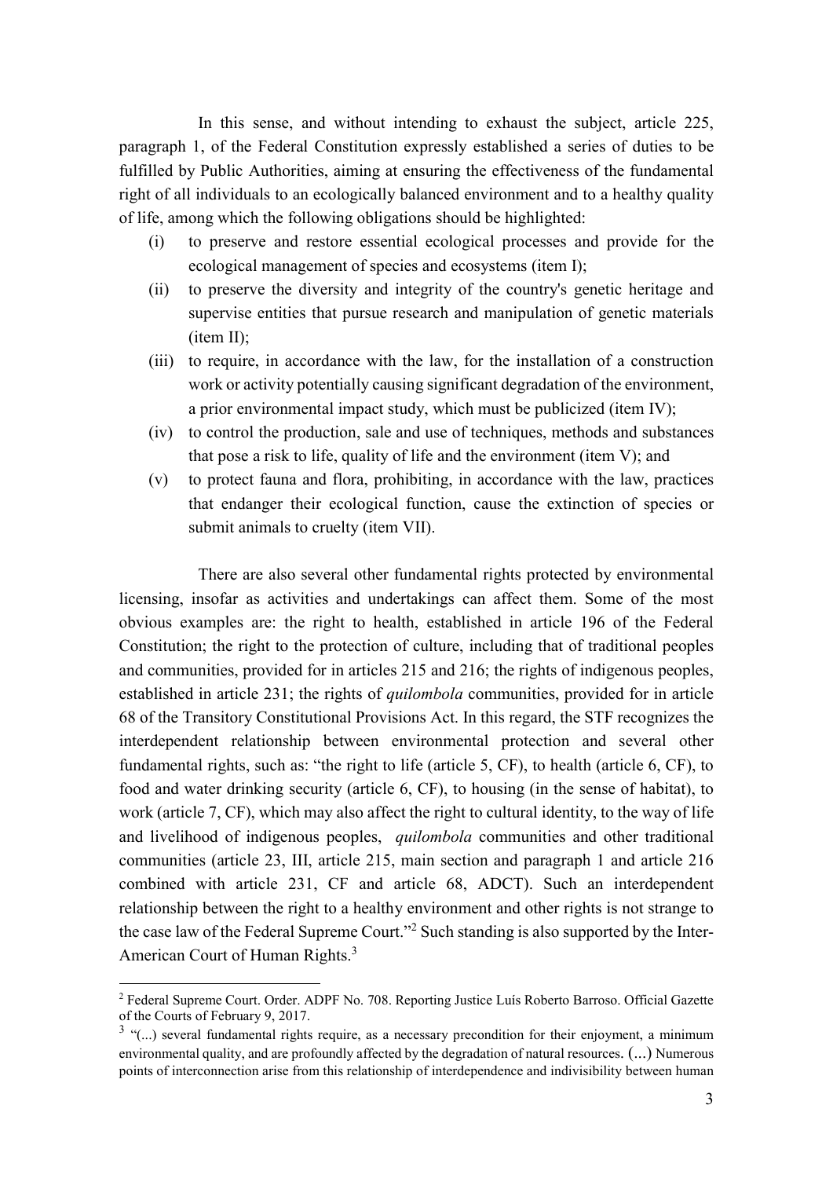In this sense, and without intending to exhaust the subject, article 225, paragraph 1, of the Federal Constitution expressly established a series of duties to be fulfilled by Public Authorities, aiming at ensuring the effectiveness of the fundamental right of all individuals to an ecologically balanced environment and to a healthy quality of life, among which the following obligations should be highlighted:

(i) to preserve and restore essential ecological processes and provide for the ecological management of species and ecosystems (item I);

(ii) to preserve the diversity and integrity of the country's genetic heritage and supervise entities that pursue research and manipulation of genetic materials (item II);

(iii) to require, in accordance with the law, for the installation of a construction work or activity potentially causing significant degradation of the environment, a prior environmental impact study, which must be publicized (item IV);

(iv) to control the production, sale and use of techniques, methods and substances that pose a risk to life, quality of life and the environment (item V); and

(v) to protect fauna and flora, prohibiting, in accordance with the law, practices that endanger their ecological function, cause the extinction of species or submit animals to cruelty (item VII).

There are also several other fundamental rights protected by environmental licensing, insofar as activities and undertakings can affect them. Some of the most obvious examples are: the right to health, established in article 196 of the Federal Constitution; the right to the protection of culture, including that of traditional peoples and communities, provided for in articles 215 and 216; the rights of indigenous peoples, established in article 231; the rights of *quilombola* communities, provided for in article 68 of the Transitory Constitutional Provisions Act. In this regard, the STF recognizes the interdependent relationship between environmental protection and several other fundamental rights, such as: "the right to life (article 5, CF), to health (article 6, CF), to food and water drinking security (article 6, CF), to housing (in the sense of habitat), to work (article 7, CF), which may also affect the right to cultural identity, to the way of life and livelihood of indigenous peoples, *quilombola* communities and other traditional communities (article 23, III, article 215, main section and paragraph 1 and article 216 combined with article 231, CF and article 68, ADCT). Such an interdependent relationship between the right to a healthy environment and other rights is not strange to the case law of the Federal Supreme Court."[2] Such standing is also supported by the Inter-American Court of Human Rights.[3]

---

[2] Federal Supreme Court. Order. ADPF No. 708. Reporting Justice Luís Roberto Barroso. Official Gazette of the Courts of February 9, 2017.

[3] "(...) several fundamental rights require, as a necessary precondition for their enjoyment, a minimum environmental quality, and are profoundly affected by the degradation of natural resources. (...) Numerous points of interconnection arise from this relationship of interdependence and indivisibility between human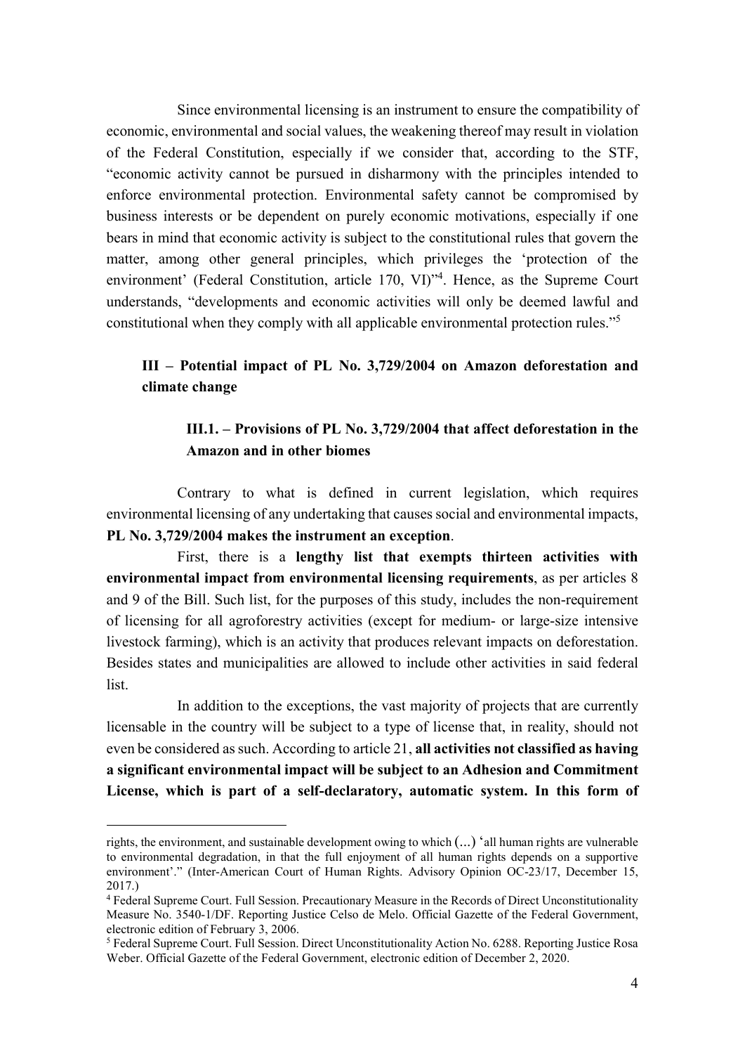Since environmental licensing is an instrument to ensure the compatibility of economic, environmental and social values, the weakening thereof may result in violation of the Federal Constitution, especially if we consider that, according to the STF, "economic activity cannot be pursued in disharmony with the principles intended to enforce environmental protection. Environmental safety cannot be compromised by business interests or be dependent on purely economic motivations, especially if one bears in mind that economic activity is subject to the constitutional rules that govern the matter, among other general principles, which privileges the 'protection of the environment' (Federal Constitution, article 170, VI)"[4]. Hence, as the Supreme Court understands, "developments and economic activities will only be deemed lawful and constitutional when they comply with all applicable environmental protection rules."[5]

## III – Potential impact of PL No. 3,729/2004 on Amazon deforestation and climate change

### III.1. – Provisions of PL No. 3,729/2004 that affect deforestation in the Amazon and in other biomes

Contrary to what is defined in current legislation, which requires environmental licensing of any undertaking that causes social and environmental impacts, **PL No. 3,729/2004 makes the instrument an exception**.

First, there is a **lengthy list that exempts thirteen activities with environmental impact from environmental licensing requirements**, as per articles 8 and 9 of the Bill. Such list, for the purposes of this study, includes the non-requirement of licensing for all agroforestry activities (except for medium- or large-size intensive livestock farming), which is an activity that produces relevant impacts on deforestation. Besides states and municipalities are allowed to include other activities in said federal list.

In addition to the exceptions, the vast majority of projects that are currently licensable in the country will be subject to a type of license that, in reality, should not even be considered as such. According to article 21, **all activities not classified as having a significant environmental impact will be subject to an Adhesion and Commitment License, which is part of a self-declaratory, automatic system. In this form of**

---

rights, the environment, and sustainable development owing to which (...) 'all human rights are vulnerable to environmental degradation, in that the full enjoyment of all human rights depends on a supportive environment'." (Inter-American Court of Human Rights. Advisory Opinion OC-23/17, December 15, 2017.)

[4] Federal Supreme Court. Full Session. Precautionary Measure in the Records of Direct Unconstitutionality Measure No. 3540-1/DF. Reporting Justice Celso de Melo. Official Gazette of the Federal Government, electronic edition of February 3, 2006.

[5] Federal Supreme Court. Full Session. Direct Unconstitutionality Action No. 6288. Reporting Justice Rosa Weber. Official Gazette of the Federal Government, electronic edition of December 2, 2020.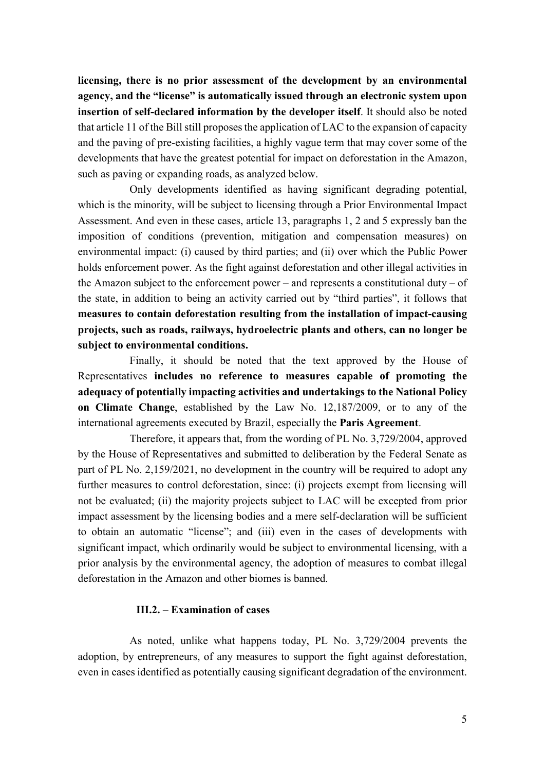**licensing, there is no prior assessment of the development by an environmental agency, and the "license" is automatically issued through an electronic system upon insertion of self-declared information by the developer itself**. It should also be noted that article 11 of the Bill still proposes the application of LAC to the expansion of capacity and the paving of pre-existing facilities, a highly vague term that may cover some of the developments that have the greatest potential for impact on deforestation in the Amazon, such as paving or expanding roads, as analyzed below.

Only developments identified as having significant degrading potential, which is the minority, will be subject to licensing through a Prior Environmental Impact Assessment. And even in these cases, article 13, paragraphs 1, 2 and 5 expressly ban the imposition of conditions (prevention, mitigation and compensation measures) on environmental impact: (i) caused by third parties; and (ii) over which the Public Power holds enforcement power. As the fight against deforestation and other illegal activities in the Amazon subject to the enforcement power – and represents a constitutional duty – of the state, in addition to being an activity carried out by "third parties", it follows that **measures to contain deforestation resulting from the installation of impact-causing projects, such as roads, railways, hydroelectric plants and others, can no longer be subject to environmental conditions.**

Finally, it should be noted that the text approved by the House of Representatives **includes no reference to measures capable of promoting the adequacy of potentially impacting activities and undertakings to the National Policy on Climate Change**, established by the Law No. 12,187/2009, or to any of the international agreements executed by Brazil, especially the **Paris Agreement**.

Therefore, it appears that, from the wording of PL No. 3,729/2004, approved by the House of Representatives and submitted to deliberation by the Federal Senate as part of PL No. 2,159/2021, no development in the country will be required to adopt any further measures to control deforestation, since: (i) projects exempt from licensing will not be evaluated; (ii) the majority projects subject to LAC will be excepted from prior impact assessment by the licensing bodies and a mere self-declaration will be sufficient to obtain an automatic "license"; and (iii) even in the cases of developments with significant impact, which ordinarily would be subject to environmental licensing, with a prior analysis by the environmental agency, the adoption of measures to combat illegal deforestation in the Amazon and other biomes is banned.

### III.2. – Examination of cases

As noted, unlike what happens today, PL No. 3,729/2004 prevents the adoption, by entrepreneurs, of any measures to support the fight against deforestation, even in cases identified as potentially causing significant degradation of the environment.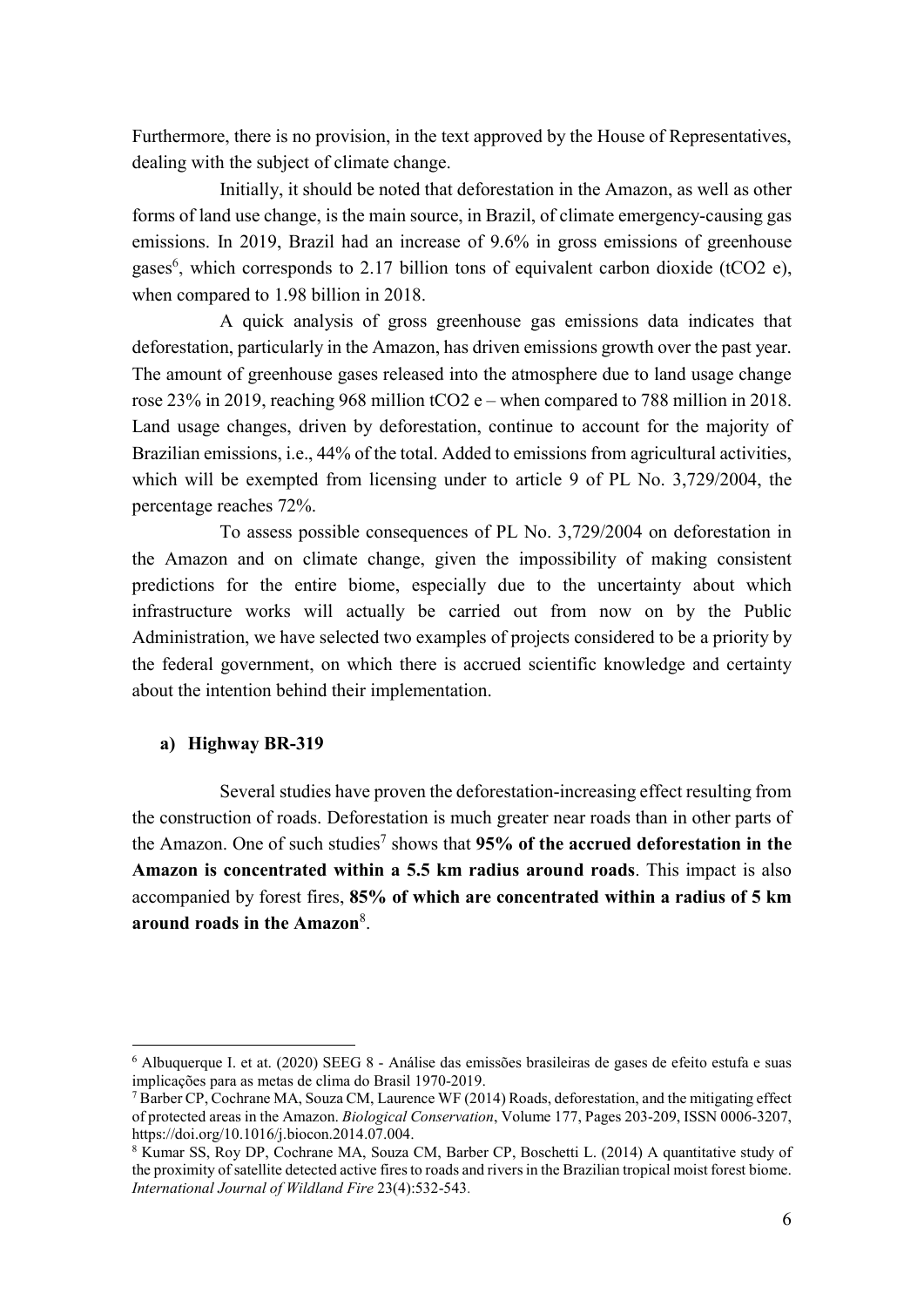Furthermore, there is no provision, in the text approved by the House of Representatives, dealing with the subject of climate change.

Initially, it should be noted that deforestation in the Amazon, as well as other forms of land use change, is the main source, in Brazil, of climate emergency-causing gas emissions. In 2019, Brazil had an increase of 9.6% in gross emissions of greenhouse gases[6], which corresponds to 2.17 billion tons of equivalent carbon dioxide (tCO2 e), when compared to 1.98 billion in 2018.

A quick analysis of gross greenhouse gas emissions data indicates that deforestation, particularly in the Amazon, has driven emissions growth over the past year. The amount of greenhouse gases released into the atmosphere due to land usage change rose 23% in 2019, reaching 968 million tCO2 e – when compared to 788 million in 2018. Land usage changes, driven by deforestation, continue to account for the majority of Brazilian emissions, i.e., 44% of the total. Added to emissions from agricultural activities, which will be exempted from licensing under to article 9 of PL No. 3,729/2004, the percentage reaches 72%.

To assess possible consequences of PL No. 3,729/2004 on deforestation in the Amazon and on climate change, given the impossibility of making consistent predictions for the entire biome, especially due to the uncertainty about which infrastructure works will actually be carried out from now on by the Public Administration, we have selected two examples of projects considered to be a priority by the federal government, on which there is accrued scientific knowledge and certainty about the intention behind their implementation.

**a) Highway BR-319**

Several studies have proven the deforestation-increasing effect resulting from the construction of roads. Deforestation is much greater near roads than in other parts of the Amazon. One of such studies[7] shows that **95% of the accrued deforestation in the Amazon is concentrated within a 5.5 km radius around roads**. This impact is also accompanied by forest fires, **85% of which are concentrated within a radius of 5 km around roads in the Amazon**[8].

---

[6] Albuquerque I. et at. (2020) SEEG 8 - Análise das emissões brasileiras de gases de efeito estufa e suas implicações para as metas de clima do Brasil 1970-2019.

[7] Barber CP, Cochrane MA, Souza CM, Laurence WF (2014) Roads, deforestation, and the mitigating effect of protected areas in the Amazon. *Biological Conservation*, Volume 177, Pages 203-209, ISSN 0006-3207, https://doi.org/10.1016/j.biocon.2014.07.004.

[8] Kumar SS, Roy DP, Cochrane MA, Souza CM, Barber CP, Boschetti L. (2014) A quantitative study of the proximity of satellite detected active fires to roads and rivers in the Brazilian tropical moist forest biome. *International Journal of Wildland Fire* 23(4):532-543.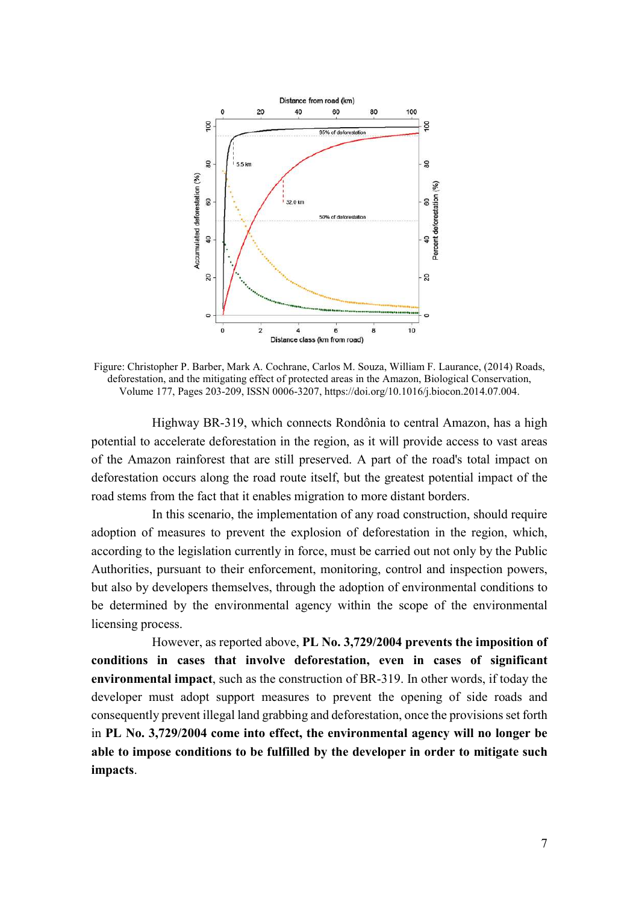Figure: Christopher P. Barber, Mark A. Cochrane, Carlos M. Souza, William F. Laurance, (2014) Roads, deforestation, and the mitigating effect of protected areas in the Amazon, Biological Conservation, Volume 177, Pages 203-209, ISSN 0006-3207, https://doi.org/10.1016/j.biocon.2014.07.004.

Highway BR-319, which connects Rondônia to central Amazon, has a high potential to accelerate deforestation in the region, as it will provide access to vast areas of the Amazon rainforest that are still preserved. A part of the road's total impact on deforestation occurs along the road route itself, but the greatest potential impact of the road stems from the fact that it enables migration to more distant borders.

In this scenario, the implementation of any road construction, should require adoption of measures to prevent the explosion of deforestation in the region, which, according to the legislation currently in force, must be carried out not only by the Public Authorities, pursuant to their enforcement, monitoring, control and inspection powers, but also by developers themselves, through the adoption of environmental conditions to be determined by the environmental agency within the scope of the environmental licensing process.

However, as reported above, **PL No. 3,729/2004 prevents the imposition of conditions in cases that involve deforestation, even in cases of significant environmental impact**, such as the construction of BR-319. In other words, if today the developer must adopt support measures to prevent the opening of side roads and consequently prevent illegal land grabbing and deforestation, once the provisions set forth in **PL No. 3,729/2004 come into effect, the environmental agency will no longer be able to impose conditions to be fulfilled by the developer in order to mitigate such impacts**.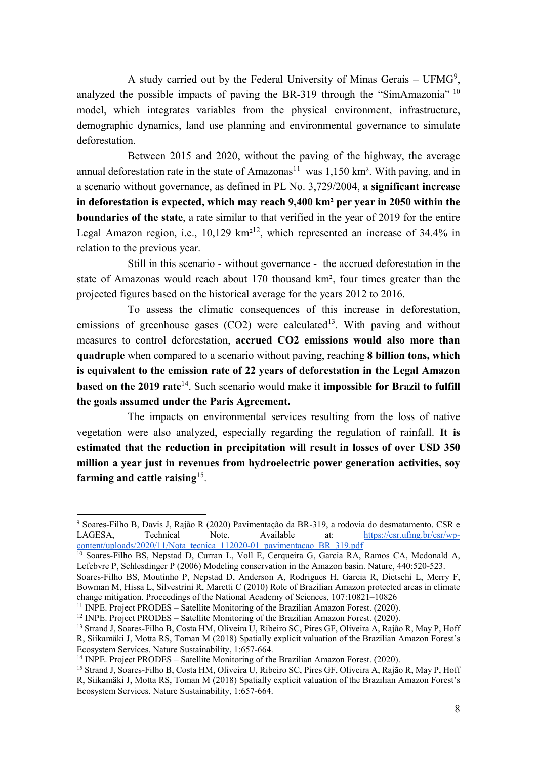A study carried out by the Federal University of Minas Gerais – UFMG[9], analyzed the possible impacts of paving the BR-319 through the "SimAmazonia" [10] model, which integrates variables from the physical environment, infrastructure, demographic dynamics, land use planning and environmental governance to simulate deforestation.

Between 2015 and 2020, without the paving of the highway, the average annual deforestation rate in the state of Amazonas[11] was 1,150 km². With paving, and in a scenario without governance, as defined in PL No. 3,729/2004, **a significant increase in deforestation is expected, which may reach 9,400 km² per year in 2050 within the boundaries of the state**, a rate similar to that verified in the year of 2019 for the entire Legal Amazon region, i.e., 10,129 km²[12], which represented an increase of 34.4% in relation to the previous year.

Still in this scenario - without governance - the accrued deforestation in the state of Amazonas would reach about 170 thousand km², four times greater than the projected figures based on the historical average for the years 2012 to 2016.

To assess the climatic consequences of this increase in deforestation, emissions of greenhouse gases ($CO_2$) were calculated[13]. With paving and without measures to control deforestation, **accrued $CO_2$ emissions would also more than quadruple** when compared to a scenario without paving, reaching **8 billion tons, which is equivalent to the emission rate of 22 years of deforestation in the Legal Amazon based on the 2019 rate**[14]. Such scenario would make it **impossible for Brazil to fulfill the goals assumed under the Paris Agreement.**

The impacts on environmental services resulting from the loss of native vegetation were also analyzed, especially regarding the regulation of rainfall. **It is estimated that the reduction in precipitation will result in losses of over USD 350 million a year just in revenues from hydroelectric power generation activities, soy farming and cattle raising**[15].

---

[9] Soares-Filho B, Davis J, Rajão R (2020) Pavimentação da BR-319, a rodovia do desmatamento. CSR e LAGESA, Technical Note. Available at: https://csr.ufmg.br/csr/wp-content/uploads/2020/11/Nota_tecnica_112020-01_pavimentacao_BR_319.pdf

[10] Soares-Filho BS, Nepstad D, Curran L, Voll E, Cerqueira G, Garcia RA, Ramos CA, Mcdonald A, Lefebvre P, Schlesdinger P (2006) Modeling conservation in the Amazon basin. Nature, 440:520-523.
Soares-Filho BS, Moutinho P, Nepstad D, Anderson A, Rodrigues H, Garcia R, Dietschi L, Merry F, Bowman M, Hissa L, Silvestrini R, Maretti C (2010) Role of Brazilian Amazon protected areas in climate change mitigation. Proceedings of the National Academy of Sciences, 107:10821–10826

[11] INPE. Project PRODES – Satellite Monitoring of the Brazilian Amazon Forest. (2020).

[12] INPE. Project PRODES – Satellite Monitoring of the Brazilian Amazon Forest. (2020).

[13] Strand J, Soares-Filho B, Costa HM, Oliveira U, Ribeiro SC, Pires GF, Oliveira A, Rajão R, May P, Hoff R, Siikamäki J, Motta RS, Toman M (2018) Spatially explicit valuation of the Brazilian Amazon Forest's Ecosystem Services. Nature Sustainability, 1:657-664.

[14] INPE. Project PRODES – Satellite Monitoring of the Brazilian Amazon Forest. (2020).

[15] Strand J, Soares-Filho B, Costa HM, Oliveira U, Ribeiro SC, Pires GF, Oliveira A, Rajão R, May P, Hoff R, Siikamäki J, Motta RS, Toman M (2018) Spatially explicit valuation of the Brazilian Amazon Forest's Ecosystem Services. Nature Sustainability, 1:657-664.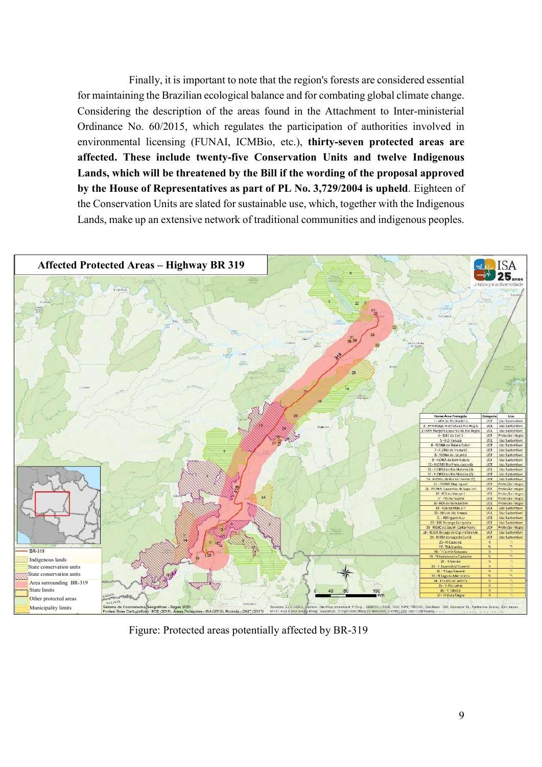Finally, it is important to note that the region's forests are considered essential for maintaining the Brazilian ecological balance and for combating global climate change. Considering the description of the areas found in the Attachment to Inter-ministerial Ordinance No. 60/2015, which regulates the participation of authorities involved in environmental licensing (FUNAI, ICMBio, etc.), **thirty-seven protected areas are affected. These include twenty-five Conservation Units and twelve Indigenous Lands, which will be threatened by the Bill if the wording of the proposal approved by the House of Representatives as part of PL No. 3,729/2004 is upheld**. Eighteen of the Conservation Units are slated for sustainable use, which, together with the Indigenous Lands, make up an extensive network of traditional communities and indigenous peoples.

Figure: Protected areas potentially affected by BR-319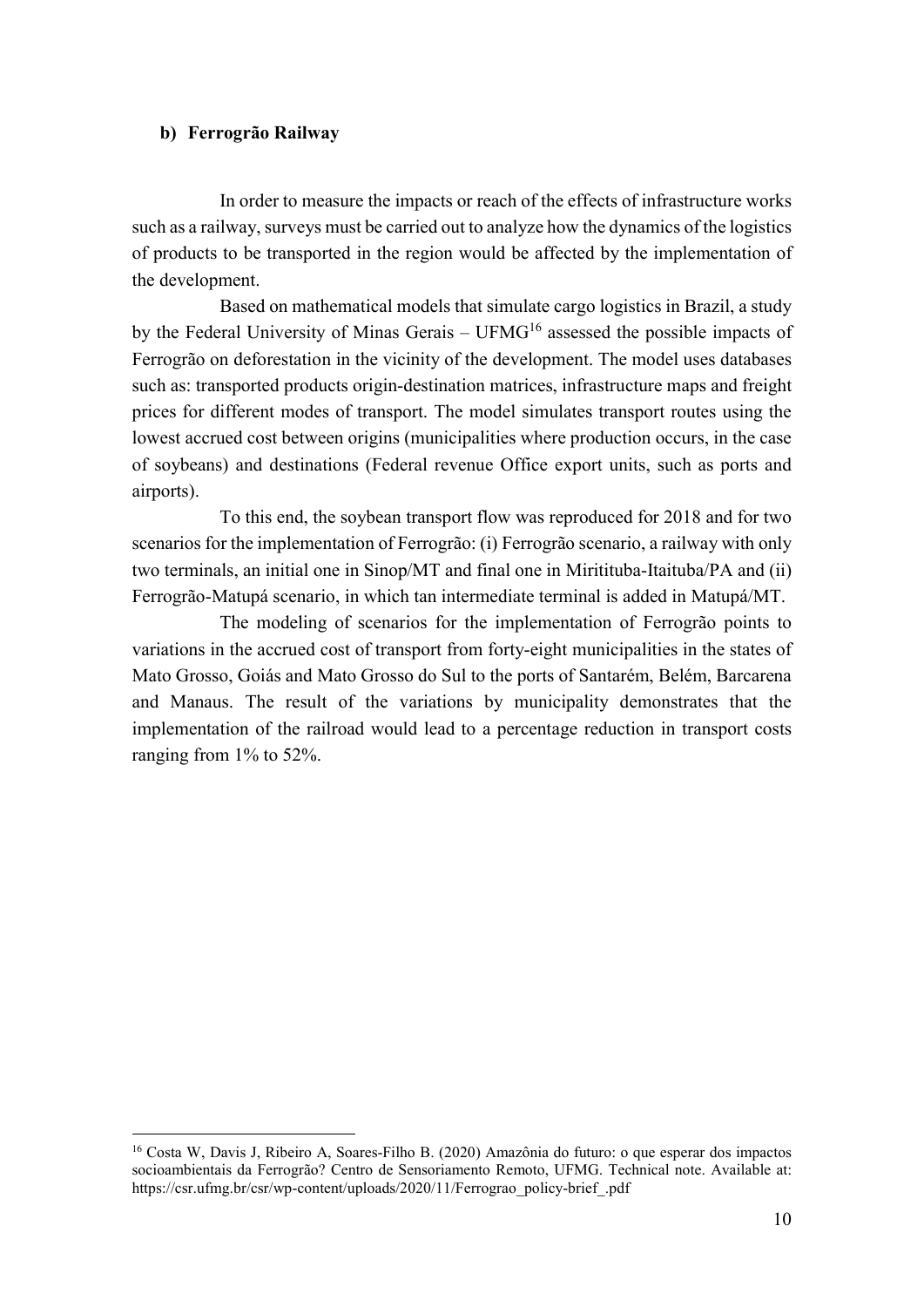**b) Ferrogrão Railway**

In order to measure the impacts or reach of the effects of infrastructure works such as a railway, surveys must be carried out to analyze how the dynamics of the logistics of products to be transported in the region would be affected by the implementation of the development.

Based on mathematical models that simulate cargo logistics in Brazil, a study by the Federal University of Minas Gerais – UFMG[16] assessed the possible impacts of Ferrogrão on deforestation in the vicinity of the development. The model uses databases such as: transported products origin-destination matrices, infrastructure maps and freight prices for different modes of transport. The model simulates transport routes using the lowest accrued cost between origins (municipalities where production occurs, in the case of soybeans) and destinations (Federal revenue Office export units, such as ports and airports).

To this end, the soybean transport flow was reproduced for 2018 and for two scenarios for the implementation of Ferrogrão: (i) Ferrogrão scenario, a railway with only two terminals, an initial one in Sinop/MT and final one in Miritituba-Itaituba/PA and (ii) Ferrogrão-Matupá scenario, in which tan intermediate terminal is added in Matupá/MT.

The modeling of scenarios for the implementation of Ferrogrão points to variations in the accrued cost of transport from forty-eight municipalities in the states of Mato Grosso, Goiás and Mato Grosso do Sul to the ports of Santarém, Belém, Barcarena and Manaus. The result of the variations by municipality demonstrates that the implementation of the railroad would lead to a percentage reduction in transport costs ranging from 1% to 52%.

---

[16] Costa W, Davis J, Ribeiro A, Soares-Filho B. (2020) Amazônia do futuro: o que esperar dos impactos socioambientais da Ferrogrão? Centro de Sensoriamento Remoto, UFMG. Technical note. Available at: https://csr.ufmg.br/csr/wp-content/uploads/2020/11/Ferrograo_policy-brief_.pdf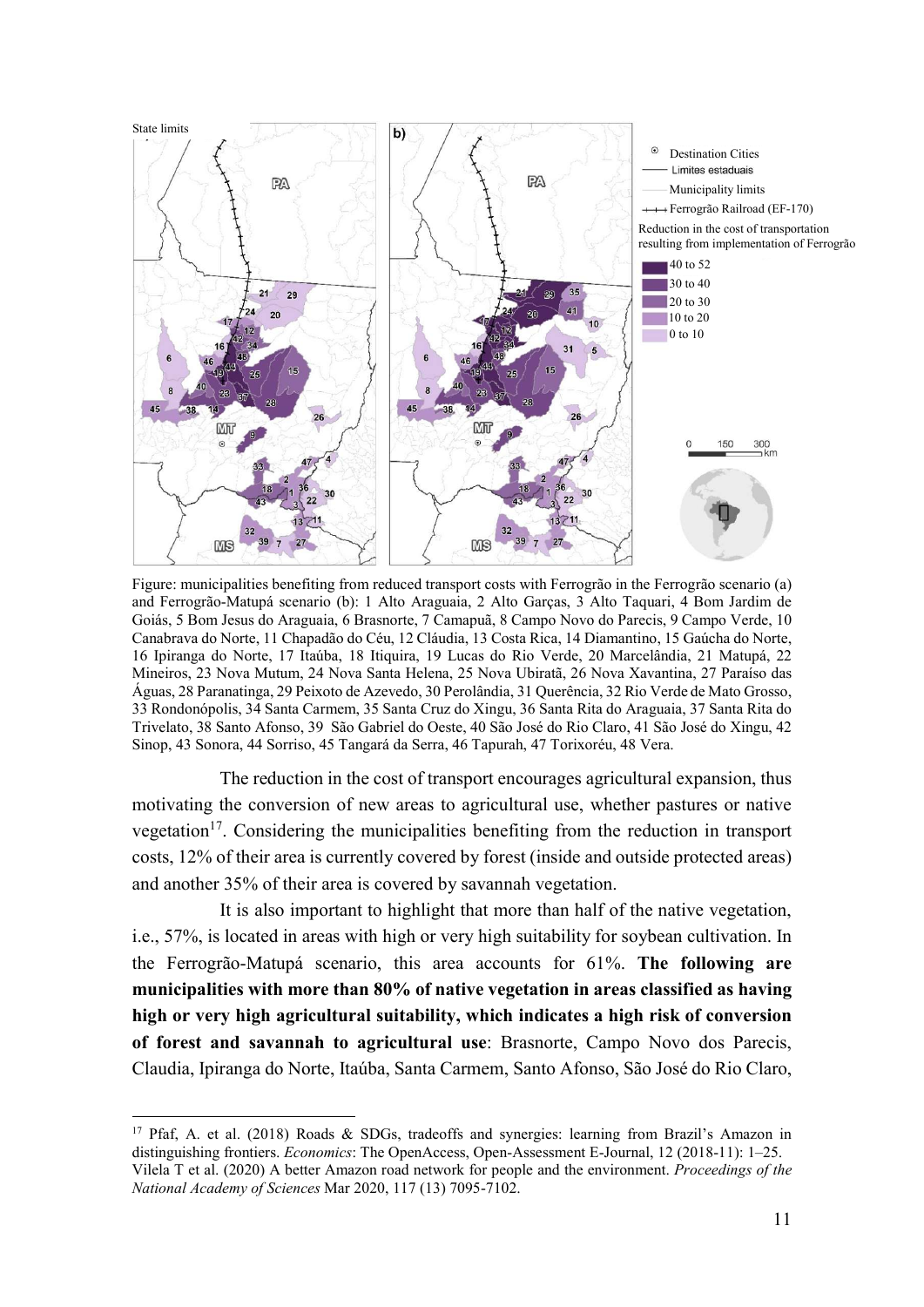Figure: municipalities benefiting from reduced transport costs with Ferrogrão in the Ferrogrão scenario (a) and Ferrogrão-Matupá scenario (b): 1 Alto Araguaia, 2 Alto Garças, 3 Alto Taquari, 4 Bom Jardim de Goiás, 5 Bom Jesus do Araguaia, 6 Brasnorte, 7 Camapuã, 8 Campo Novo do Parecis, 9 Campo Verde, 10 Canabrava do Norte, 11 Chapadão do Céu, 12 Cláudia, 13 Costa Rica, 14 Diamantino, 15 Gaúcha do Norte, 16 Ipiranga do Norte, 17 Itaúba, 18 Itiquira, 19 Lucas do Rio Verde, 20 Marcelândia, 21 Matupá, 22 Mineiros, 23 Nova Mutum, 24 Nova Santa Helena, 25 Nova Ubiratã, 26 Nova Xavantina, 27 Paraíso das Águas, 28 Paranatinga, 29 Peixoto de Azevedo, 30 Perolândia, 31 Querência, 32 Rio Verde de Mato Grosso, 33 Rondonópolis, 34 Santa Carmem, 35 Santa Cruz do Xingu, 36 Santa Rita do Araguaia, 37 Santa Rita do Trivelato, 38 Santo Afonso, 39 São Gabriel do Oeste, 40 São José do Rio Claro, 41 São José do Xingu, 42 Sinop, 43 Sonora, 44 Sorriso, 45 Tangará da Serra, 46 Tapurah, 47 Torixoréu, 48 Vera.

The reduction in the cost of transport encourages agricultural expansion, thus motivating the conversion of new areas to agricultural use, whether pastures or native vegetation[17]. Considering the municipalities benefiting from the reduction in transport costs, 12% of their area is currently covered by forest (inside and outside protected areas) and another 35% of their area is covered by savannah vegetation.

It is also important to highlight that more than half of the native vegetation, i.e., 57%, is located in areas with high or very high suitability for soybean cultivation. In the Ferrogrão-Matupá scenario, this area accounts for 61%. **The following are municipalities with more than 80% of native vegetation in areas classified as having high or very high agricultural suitability, which indicates a high risk of conversion of forest and savannah to agricultural use**: Brasnorte, Campo Novo dos Parecis, Claudia, Ipiranga do Norte, Itaúba, Santa Carmem, Santo Afonso, São José do Rio Claro,

---

[17] Pfaf, A. et al. (2018) Roads & SDGs, tradeoffs and synergies: learning from Brazil's Amazon in distinguishing frontiers. *Economics*: The OpenAccess, Open-Assessment E-Journal, 12 (2018-11): 1–25. Vilela T et al. (2020) A better Amazon road network for people and the environment. *Proceedings of the National Academy of Sciences* Mar 2020, 117 (13) 7095-7102.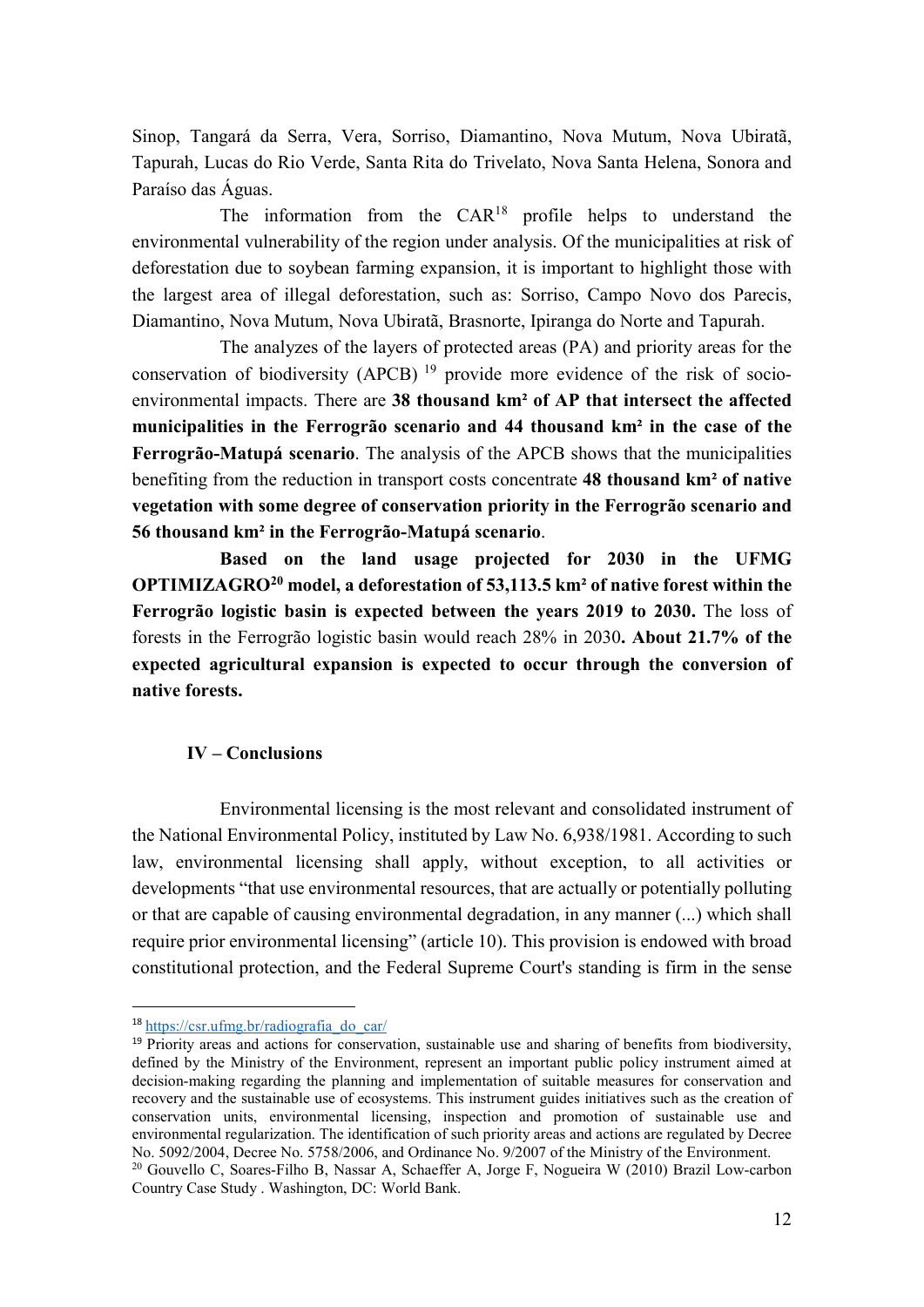Sinop, Tangará da Serra, Vera, Sorriso, Diamantino, Nova Mutum, Nova Ubiratã, Tapurah, Lucas do Rio Verde, Santa Rita do Trivelato, Nova Santa Helena, Sonora and Paraíso das Águas.

The information from the CAR[18] profile helps to understand the environmental vulnerability of the region under analysis. Of the municipalities at risk of deforestation due to soybean farming expansion, it is important to highlight those with the largest area of illegal deforestation, such as: Sorriso, Campo Novo dos Parecis, Diamantino, Nova Mutum, Nova Ubiratã, Brasnorte, Ipiranga do Norte and Tapurah.

The analyzes of the layers of protected areas (PA) and priority areas for the conservation of biodiversity (APCB) [19] provide more evidence of the risk of socio-environmental impacts. There are **38 thousand km² of AP that intersect the affected municipalities in the Ferrogrão scenario and 44 thousand km² in the case of the Ferrogrão-Matupá scenario**. The analysis of the APCB shows that the municipalities benefiting from the reduction in transport costs concentrate **48 thousand km² of native vegetation with some degree of conservation priority in the Ferrogrão scenario and 56 thousand km² in the Ferrogrão-Matupá scenario**.

**Based on the land usage projected for 2030 in the UFMG OPTIMIZAGRO[20] model, a deforestation of 53,113.5 km² of native forest within the Ferrogrão logistic basin is expected between the years 2019 to 2030.** The loss of forests in the Ferrogrão logistic basin would reach 28% in 2030**. About 21.7% of the expected agricultural expansion is expected to occur through the conversion of native forests.**

## IV – Conclusions

Environmental licensing is the most relevant and consolidated instrument of the National Environmental Policy, instituted by Law No. 6,938/1981. According to such law, environmental licensing shall apply, without exception, to all activities or developments "that use environmental resources, that are actually or potentially polluting or that are capable of causing environmental degradation, in any manner (...) which shall require prior environmental licensing" (article 10). This provision is endowed with broad constitutional protection, and the Federal Supreme Court's standing is firm in the sense

---

[18] https://csr.ufmg.br/radiografia_do_car/

[19] Priority areas and actions for conservation, sustainable use and sharing of benefits from biodiversity, defined by the Ministry of the Environment, represent an important public policy instrument aimed at decision-making regarding the planning and implementation of suitable measures for conservation and recovery and the sustainable use of ecosystems. This instrument guides initiatives such as the creation of conservation units, environmental licensing, inspection and promotion of sustainable use and environmental regularization. The identification of such priority areas and actions are regulated by Decree No. 5092/2004, Decree No. 5758/2006, and Ordinance No. 9/2007 of the Ministry of the Environment.

[20] Gouvello C, Soares-Filho B, Nassar A, Schaeffer A, Jorge F, Nogueira W (2010) Brazil Low-carbon Country Case Study . Washington, DC: World Bank.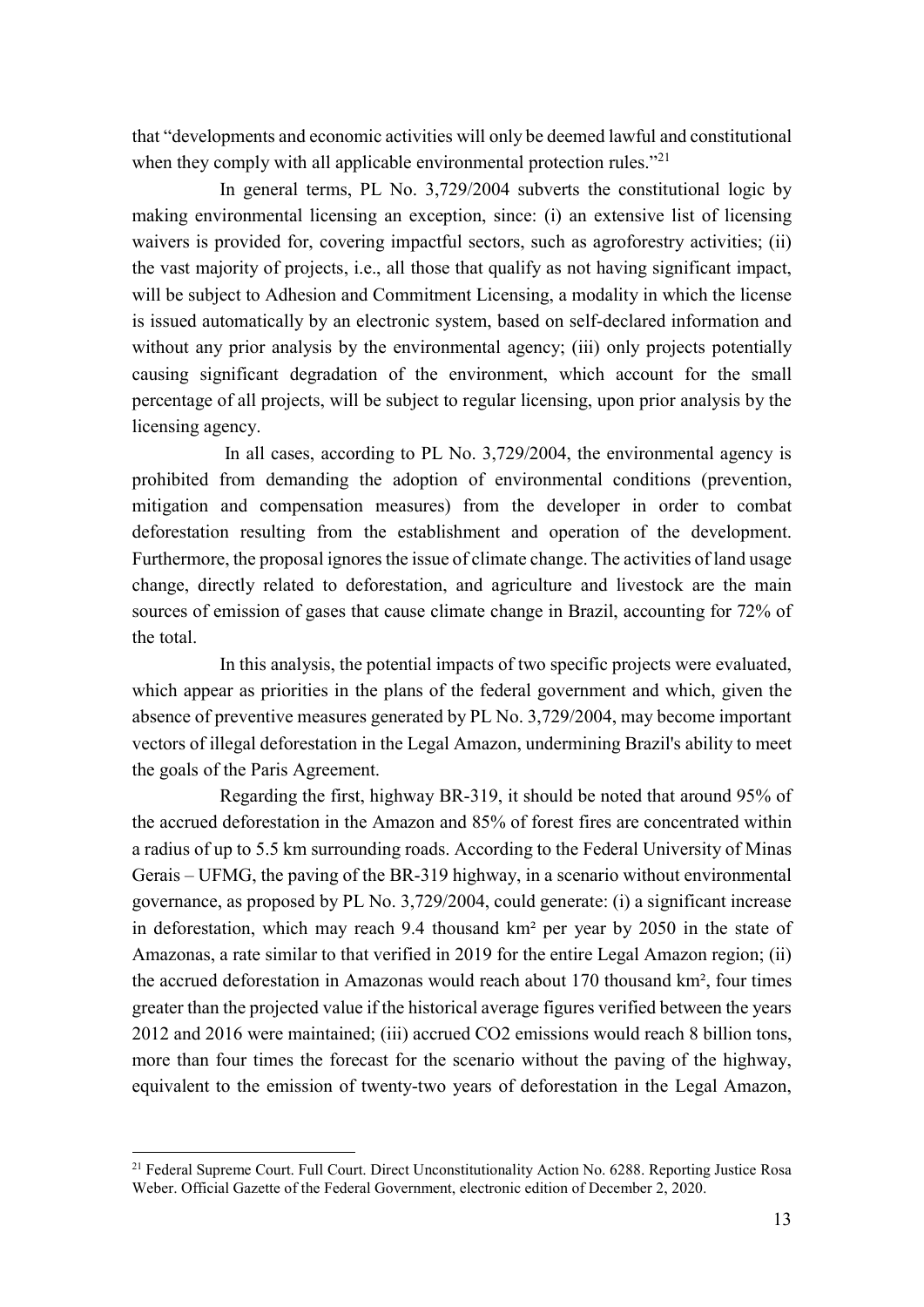that "developments and economic activities will only be deemed lawful and constitutional when they comply with all applicable environmental protection rules."[21]

In general terms, PL No. 3,729/2004 subverts the constitutional logic by making environmental licensing an exception, since: (i) an extensive list of licensing waivers is provided for, covering impactful sectors, such as agroforestry activities; (ii) the vast majority of projects, i.e., all those that qualify as not having significant impact, will be subject to Adhesion and Commitment Licensing, a modality in which the license is issued automatically by an electronic system, based on self-declared information and without any prior analysis by the environmental agency; (iii) only projects potentially causing significant degradation of the environment, which account for the small percentage of all projects, will be subject to regular licensing, upon prior analysis by the licensing agency.

In all cases, according to PL No. 3,729/2004, the environmental agency is prohibited from demanding the adoption of environmental conditions (prevention, mitigation and compensation measures) from the developer in order to combat deforestation resulting from the establishment and operation of the development. Furthermore, the proposal ignores the issue of climate change. The activities of land usage change, directly related to deforestation, and agriculture and livestock are the main sources of emission of gases that cause climate change in Brazil, accounting for 72% of the total.

In this analysis, the potential impacts of two specific projects were evaluated, which appear as priorities in the plans of the federal government and which, given the absence of preventive measures generated by PL No. 3,729/2004, may become important vectors of illegal deforestation in the Legal Amazon, undermining Brazil's ability to meet the goals of the Paris Agreement.

Regarding the first, highway BR-319, it should be noted that around 95% of the accrued deforestation in the Amazon and 85% of forest fires are concentrated within a radius of up to 5.5 km surrounding roads. According to the Federal University of Minas Gerais – UFMG, the paving of the BR-319 highway, in a scenario without environmental governance, as proposed by PL No. 3,729/2004, could generate: (i) a significant increase in deforestation, which may reach 9.4 thousand km² per year by 2050 in the state of Amazonas, a rate similar to that verified in 2019 for the entire Legal Amazon region; (ii) the accrued deforestation in Amazonas would reach about 170 thousand km², four times greater than the projected value if the historical average figures verified between the years 2012 and 2016 were maintained; (iii) accrued $CO_2$ emissions would reach 8 billion tons, more than four times the forecast for the scenario without the paving of the highway, equivalent to the emission of twenty-two years of deforestation in the Legal Amazon,

---

[21] Federal Supreme Court. Full Court. Direct Unconstitutionality Action No. 6288. Reporting Justice Rosa Weber. Official Gazette of the Federal Government, electronic edition of December 2, 2020.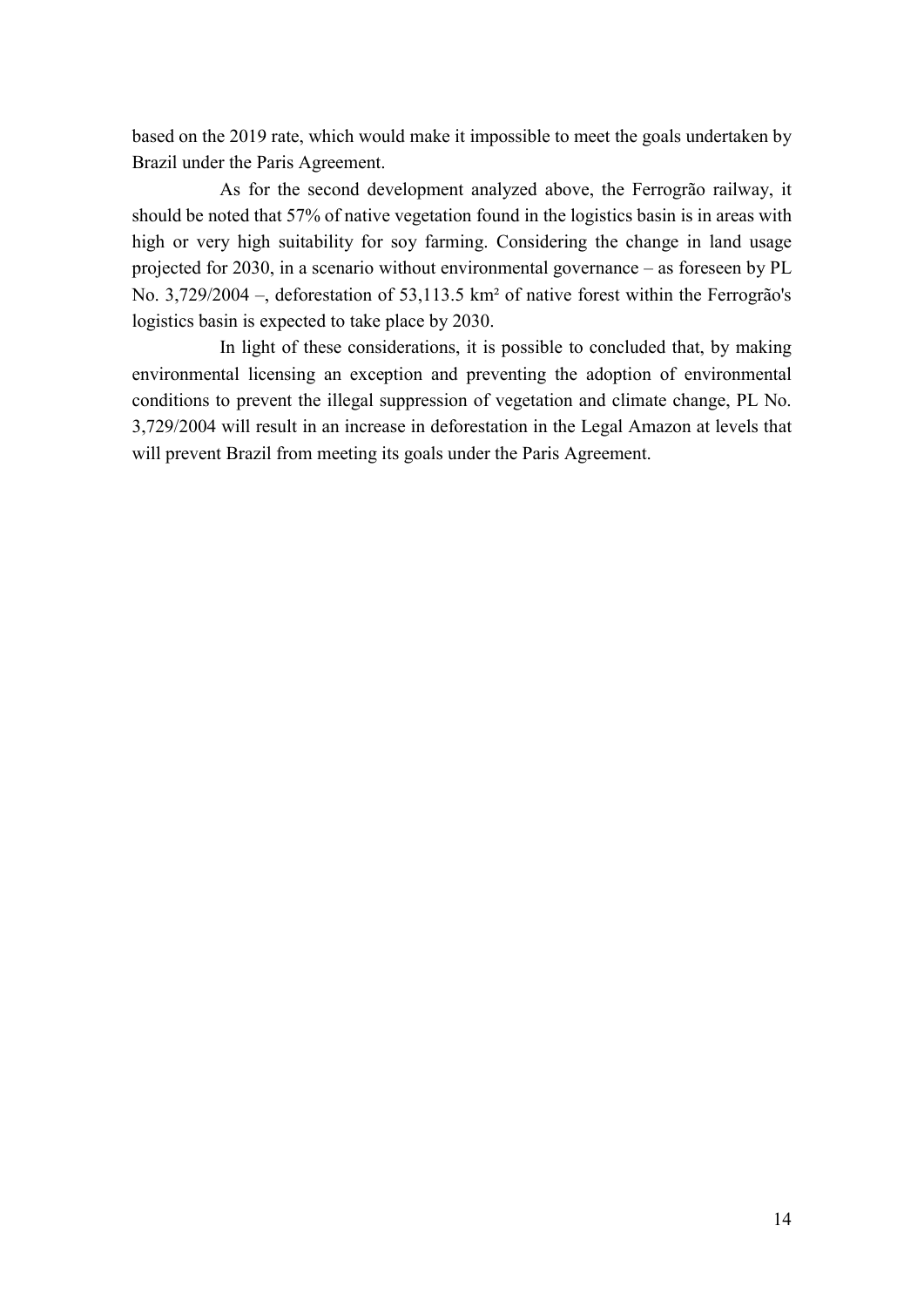based on the 2019 rate, which would make it impossible to meet the goals undertaken by Brazil under the Paris Agreement.

As for the second development analyzed above, the Ferrogrão railway, it should be noted that 57% of native vegetation found in the logistics basin is in areas with high or very high suitability for soy farming. Considering the change in land usage projected for 2030, in a scenario without environmental governance – as foreseen by PL No. 3,729/2004 –, deforestation of 53,113.5 km² of native forest within the Ferrogrão's logistics basin is expected to take place by 2030.

In light of these considerations, it is possible to concluded that, by making environmental licensing an exception and preventing the adoption of environmental conditions to prevent the illegal suppression of vegetation and climate change, PL No. 3,729/2004 will result in an increase in deforestation in the Legal Amazon at levels that will prevent Brazil from meeting its goals under the Paris Agreement.